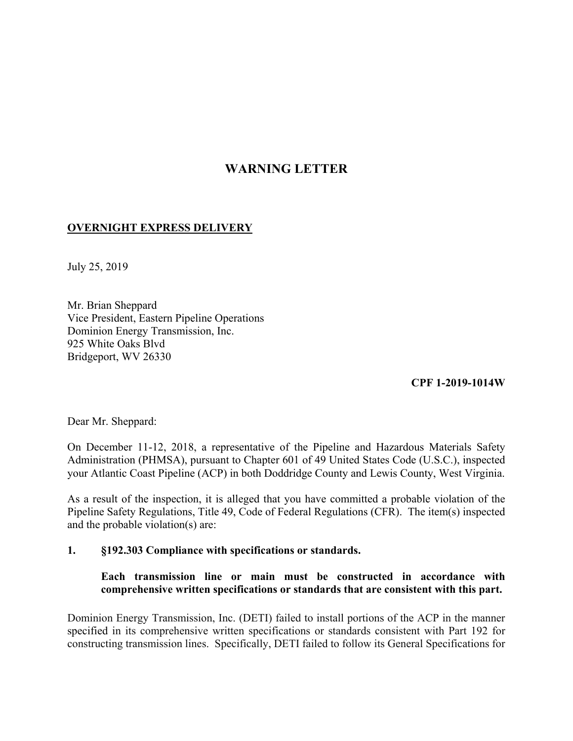# WARNING LETTER

**OVERNIGHT EXPRESS DELIVERY**

July 25, 2019

Mr. Brian Sheppard
Vice President, Eastern Pipeline Operations
Dominion Energy Transmission, Inc.
925 White Oaks Blvd
Bridgeport, WV 26330

**CPF 1-2019-1014W**

Dear Mr. Sheppard:

On December 11-12, 2018, a representative of the Pipeline and Hazardous Materials Safety Administration (PHMSA), pursuant to Chapter 601 of 49 United States Code (U.S.C.), inspected your Atlantic Coast Pipeline (ACP) in both Doddridge County and Lewis County, West Virginia.

As a result of the inspection, it is alleged that you have committed a probable violation of the Pipeline Safety Regulations, Title 49, Code of Federal Regulations (CFR). The item(s) inspected and the probable violation(s) are:

**1. §192.303 Compliance with specifications or standards.**

**Each transmission line or main must be constructed in accordance with comprehensive written specifications or standards that are consistent with this part.**

Dominion Energy Transmission, Inc. (DETI) failed to install portions of the ACP in the manner specified in its comprehensive written specifications or standards consistent with Part 192 for constructing transmission lines. Specifically, DETI failed to follow its General Specifications for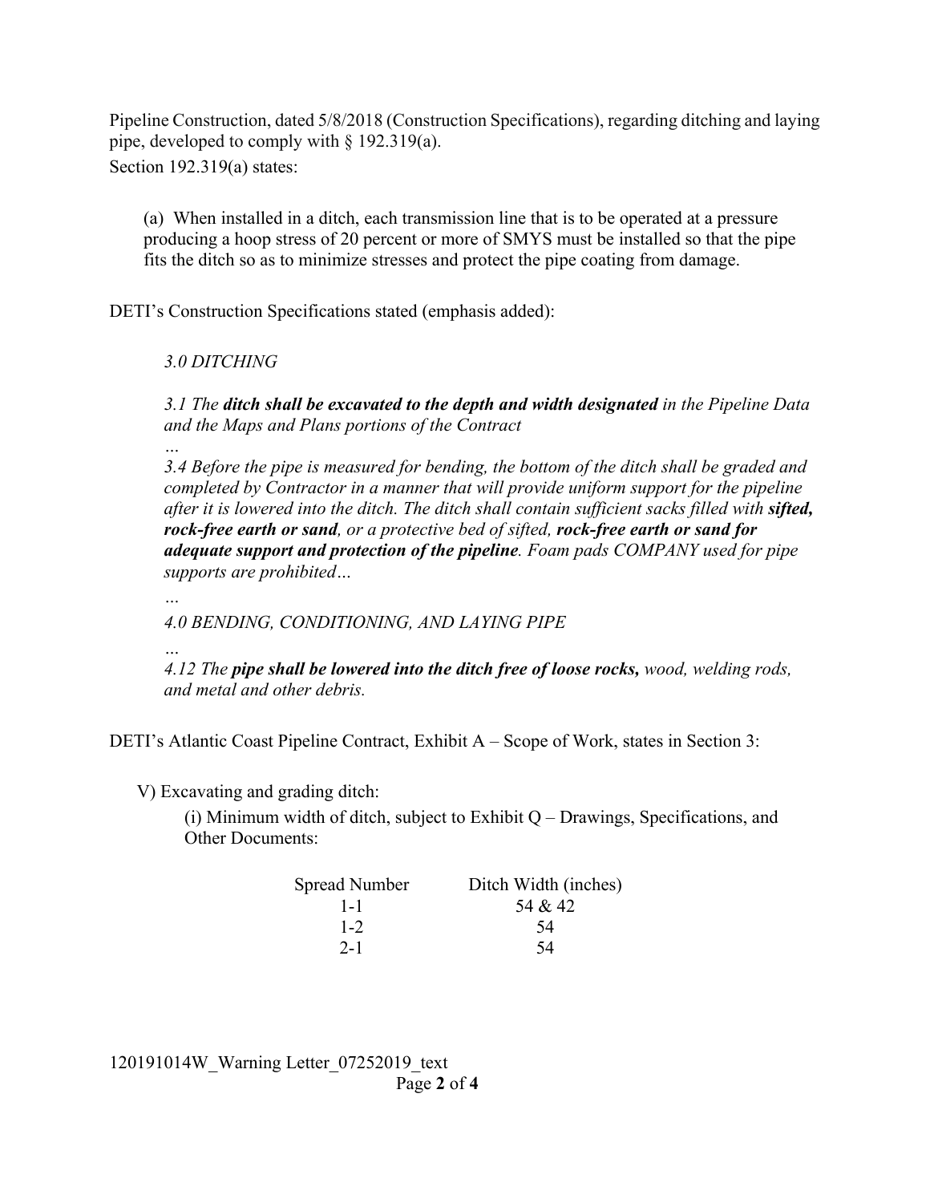Pipeline Construction, dated 5/8/2018 (Construction Specifications), regarding ditching and laying pipe, developed to comply with § 192.319(a).

Section 192.319(a) states:

> (a) When installed in a ditch, each transmission line that is to be operated at a pressure producing a hoop stress of 20 percent or more of SMYS must be installed so that the pipe fits the ditch so as to minimize stresses and protect the pipe coating from damage.

DETI's Construction Specifications stated (emphasis added):

> *3.0 DITCHING*
>
> *3.1 The **ditch shall be excavated to the depth and width designated** in the Pipeline Data and the Maps and Plans portions of the Contract*
>
> *…*
>
> *3.4 Before the pipe is measured for bending, the bottom of the ditch shall be graded and completed by Contractor in a manner that will provide uniform support for the pipeline after it is lowered into the ditch. The ditch shall contain sufficient sacks filled with **sifted, rock-free earth or sand**, or a protective bed of sifted, **rock-free earth or sand for adequate support and protection of the pipeline**. Foam pads COMPANY used for pipe supports are prohibited…*
>
> *…*
>
> *4.0 BENDING, CONDITIONING, AND LAYING PIPE*
>
> *…*
>
> *4.12 The **pipe shall be lowered into the ditch free of loose rocks,** wood, welding rods, and metal and other debris.*

DETI's Atlantic Coast Pipeline Contract, Exhibit A – Scope of Work, states in Section 3:

V) Excavating and grading ditch:

(i) Minimum width of ditch, subject to Exhibit Q – Drawings, Specifications, and Other Documents:

| Spread Number | Ditch Width (inches) |
| --- | --- |
| 1-1 | 54 & 42 |
| 1-2 | 54 |
| 2-1 | 54 |

120191014W_Warning Letter_07252019_text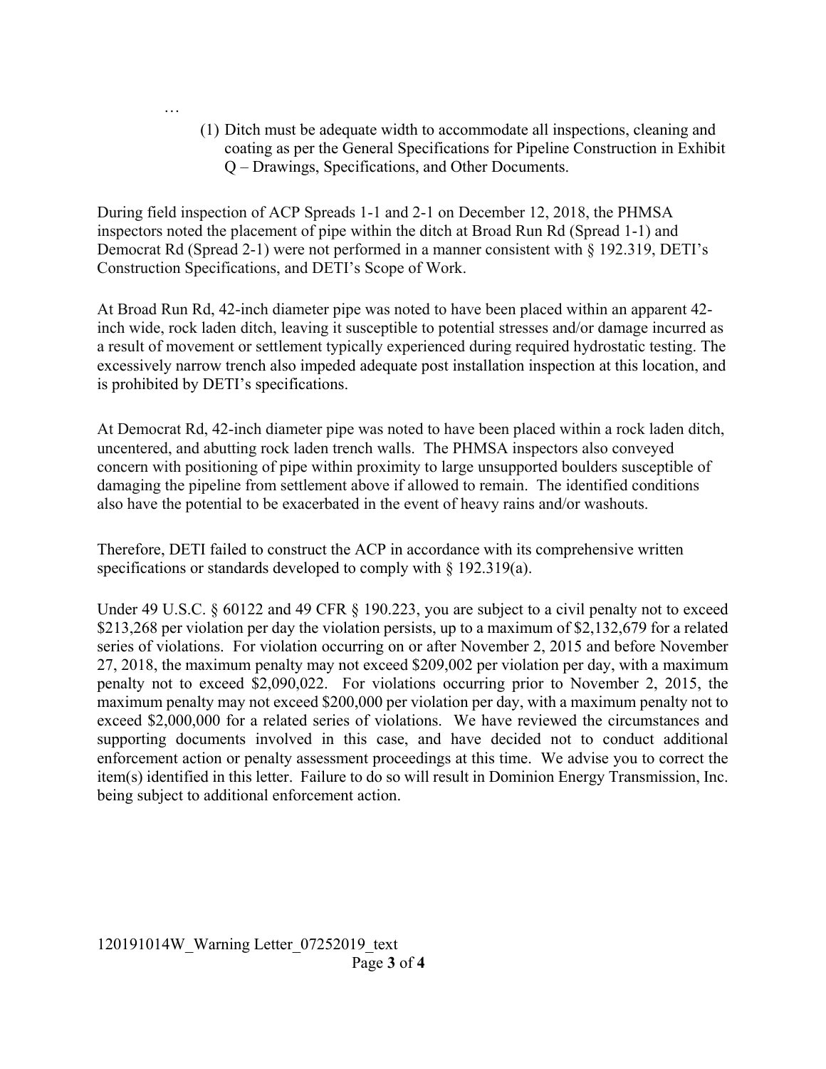…

(1) Ditch must be adequate width to accommodate all inspections, cleaning and coating as per the General Specifications for Pipeline Construction in Exhibit Q – Drawings, Specifications, and Other Documents.

During field inspection of ACP Spreads 1-1 and 2-1 on December 12, 2018, the PHMSA inspectors noted the placement of pipe within the ditch at Broad Run Rd (Spread 1-1) and Democrat Rd (Spread 2-1) were not performed in a manner consistent with § 192.319, DETI's Construction Specifications, and DETI's Scope of Work.

At Broad Run Rd, 42-inch diameter pipe was noted to have been placed within an apparent 42-inch wide, rock laden ditch, leaving it susceptible to potential stresses and/or damage incurred as a result of movement or settlement typically experienced during required hydrostatic testing. The excessively narrow trench also impeded adequate post installation inspection at this location, and is prohibited by DETI's specifications.

At Democrat Rd, 42-inch diameter pipe was noted to have been placed within a rock laden ditch, uncentered, and abutting rock laden trench walls. The PHMSA inspectors also conveyed concern with positioning of pipe within proximity to large unsupported boulders susceptible of damaging the pipeline from settlement above if allowed to remain. The identified conditions also have the potential to be exacerbated in the event of heavy rains and/or washouts.

Therefore, DETI failed to construct the ACP in accordance with its comprehensive written specifications or standards developed to comply with § 192.319(a).

Under 49 U.S.C. § 60122 and 49 CFR § 190.223, you are subject to a civil penalty not to exceed $213,268 per violation per day the violation persists, up to a maximum of $2,132,679 for a related series of violations. For violation occurring on or after November 2, 2015 and before November 27, 2018, the maximum penalty may not exceed $209,002 per violation per day, with a maximum penalty not to exceed $2,090,022. For violations occurring prior to November 2, 2015, the maximum penalty may not exceed $200,000 per violation per day, with a maximum penalty not to exceed $2,000,000 for a related series of violations. We have reviewed the circumstances and supporting documents involved in this case, and have decided not to conduct additional enforcement action or penalty assessment proceedings at this time. We advise you to correct the item(s) identified in this letter. Failure to do so will result in Dominion Energy Transmission, Inc. being subject to additional enforcement action.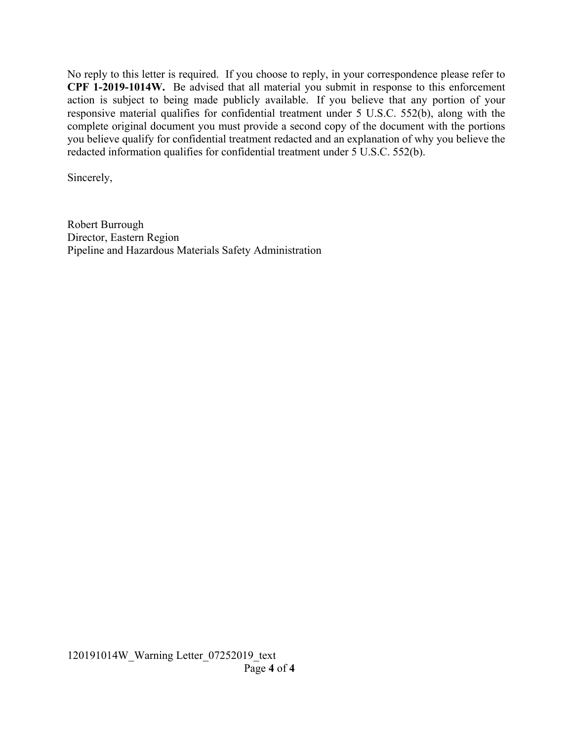No reply to this letter is required. If you choose to reply, in your correspondence please refer to **CPF 1-2019-1014W.** Be advised that all material you submit in response to this enforcement action is subject to being made publicly available. If you believe that any portion of your responsive material qualifies for confidential treatment under 5 U.S.C. 552(b), along with the complete original document you must provide a second copy of the document with the portions you believe qualify for confidential treatment redacted and an explanation of why you believe the redacted information qualifies for confidential treatment under 5 U.S.C. 552(b).

Sincerely,

Robert Burrough
Director, Eastern Region
Pipeline and Hazardous Materials Safety Administration

120191014W_Warning Letter_07252019_text